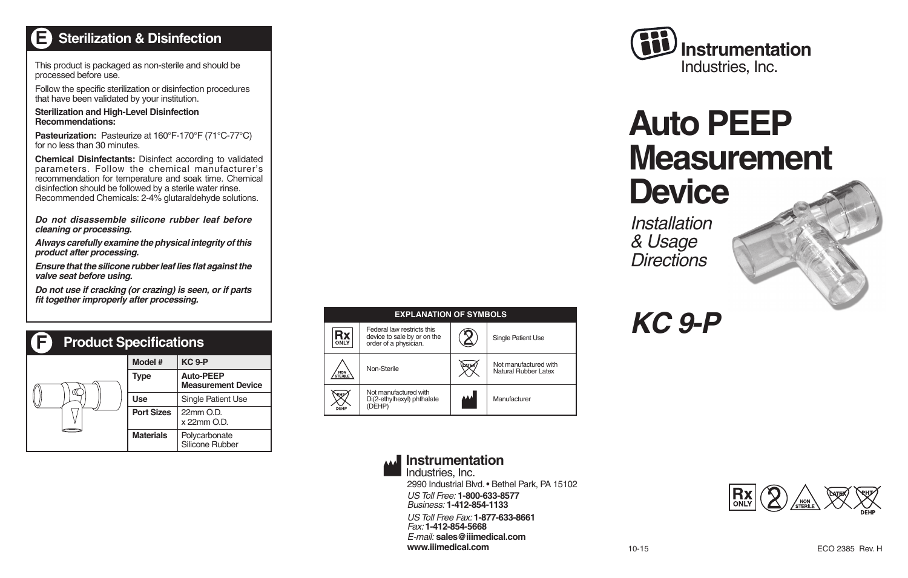## E Sterilization & Disinfection

This product is packaged as non-sterile and should be processed before use.

Follow the specific sterilization or disinfection procedures that have been validated by your institution.

**Sterilization and High-Level Disinfection Recommendations:**

**Pasteurization:** Pasteurize at 160°F-170°F (71°C-77°C) for no less than 30 minutes.

**Chemical Disinfectants:** Disinfect according to validated parameters. Follow the chemical manufacturer's recommendation for temperature and soak time. Chemical disinfection should be followed by a sterile water rinse. Recommended Chemicals: 2-4% glutaraldehyde solutions.

***Do not disassemble silicone rubber leaf before cleaning or processing.***

***Always carefully examine the physical integrity of this product after processing.***

***Ensure that the silicone rubber leaf lies flat against the valve seat before using.***

***Do not use if cracking (or crazing) is seen, or if parts fit together improperly after processing.***

## F Product Specifications

| Model # | KC 9-P |
|---|---|
| Type | Auto-PEEP Measurement Device |
| Use | Single Patient Use |
| Port Sizes | 22mm O.D. x 22mm O.D. |
| Materials | Polycarbonate Silicone Rubber |

| EXPLANATION OF SYMBOLS | | | |
|---|---|---|---|
| Rx ONLY | Federal law restricts this device to sale by or on the order of a physician. | 2 | Single Patient Use |
| NON STERILE | Non-Sterile | LATEX | Not manufactured with Natural Rubber Latex |
| PHT DEHP | Not manufactured with Di(2-ethylhexyl) phthalate (DEHP) | | Manufacturer |

**Instrumentation**
Industries, Inc.
2990 Industrial Blvd. • Bethel Park, PA 15102
*US Toll Free:* **1-800-633-8577**
*Business:* **1-412-854-1133**
*US Toll Free Fax:* **1-877-633-8661**
*Fax:* **1-412-854-5668**
*E-mail:* **sales@iiimedical.com**
**www.iiimedical.com**

**Instrumentation**
Industries, Inc.

# Auto PEEP Measurement Device

*Installation & Usage Directions*

# *KC 9-P*

Rx ONLY · 2 · NON STERILE · LATEX · PHT DEHP

10-15

ECO 2385 Rev. H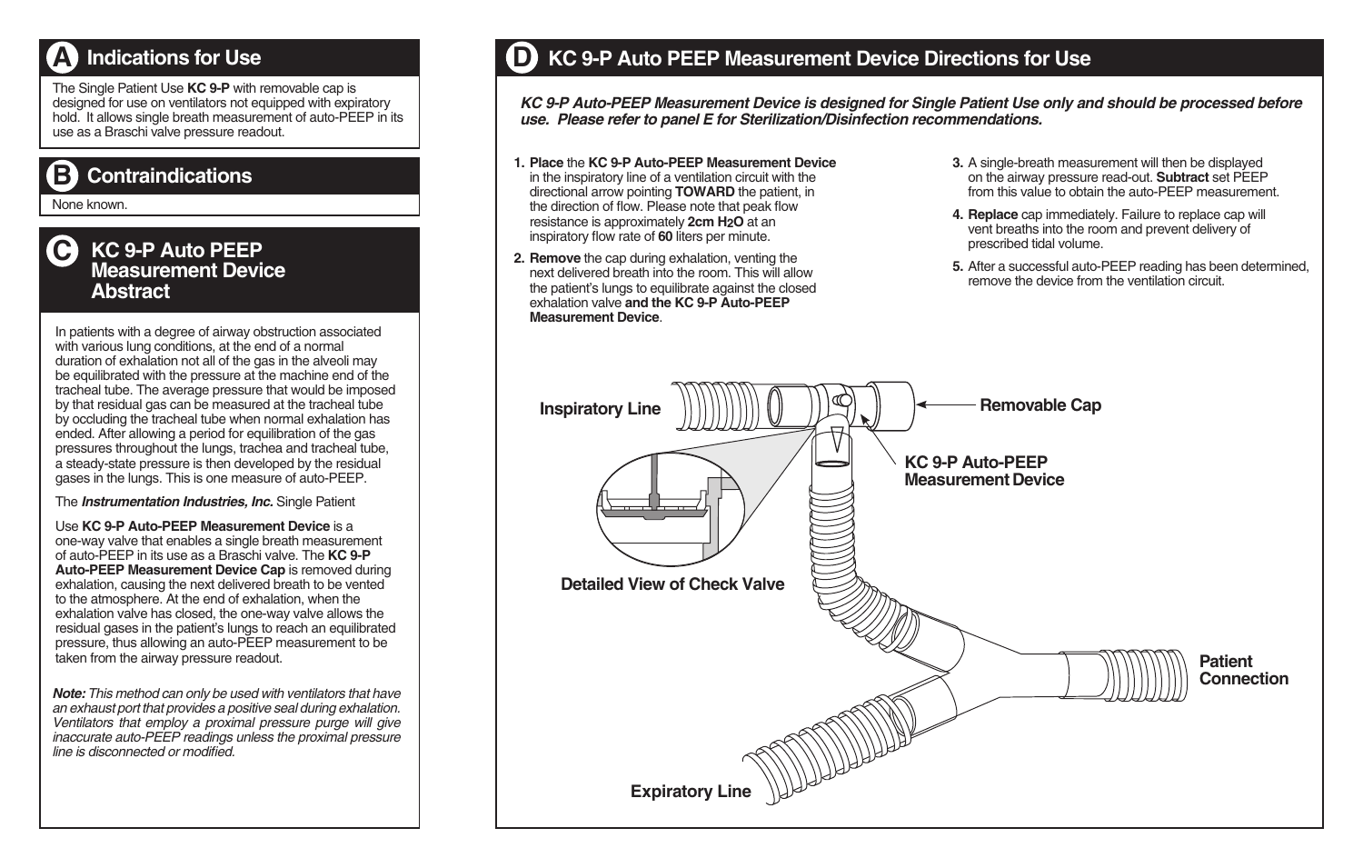## A Indications for Use

The Single Patient Use **KC 9-P** with removable cap is designed for use on ventilators not equipped with expiratory hold. It allows single breath measurement of auto-PEEP in its use as a Braschi valve pressure readout.

## B Contraindications

None known.

## C KC 9-P Auto PEEP Measurement Device Abstract

In patients with a degree of airway obstruction associated with various lung conditions, at the end of a normal duration of exhalation not all of the gas in the alveoli may be equilibrated with the pressure at the machine end of the tracheal tube. The average pressure that would be imposed by that residual gas can be measured at the tracheal tube by occluding the tracheal tube when normal exhalation has ended. After allowing a period for equilibration of the gas pressures throughout the lungs, trachea and tracheal tube, a steady-state pressure is then developed by the residual gases in the lungs. This is one measure of auto-PEEP.

The ***Instrumentation Industries, Inc.*** Single Patient

Use **KC 9-P Auto-PEEP Measurement Device** is a one-way valve that enables a single breath measurement of auto-PEEP in its use as a Braschi valve. The **KC 9-P Auto-PEEP Measurement Device Cap** is removed during exhalation, causing the next delivered breath to be vented to the atmosphere. At the end of exhalation, when the exhalation valve has closed, the one-way valve allows the residual gases in the patient's lungs to reach an equilibrated pressure, thus allowing an auto-PEEP measurement to be taken from the airway pressure readout.

***Note:*** *This method can only be used with ventilators that have an exhaust port that provides a positive seal during exhalation. Ventilators that employ a proximal pressure purge will give inaccurate auto-PEEP readings unless the proximal pressure line is disconnected or modified.*

## D KC 9-P Auto PEEP Measurement Device Directions for Use

***KC 9-P Auto-PEEP Measurement Device is designed for Single Patient Use only and should be processed before use. Please refer to panel E for Sterilization/Disinfection recommendations.***

1. **Place** the **KC 9-P Auto-PEEP Measurement Device** in the inspiratory line of a ventilation circuit with the directional arrow pointing **TOWARD** the patient, in the direction of flow. Please note that peak flow resistance is approximately **2cm $H_2O$** at an inspiratory flow rate of **60** liters per minute.
2. **Remove** the cap during exhalation, venting the next delivered breath into the room. This will allow the patient's lungs to equilibrate against the closed exhalation valve **and the KC 9-P Auto-PEEP Measurement Device**.
3. A single-breath measurement will then be displayed on the airway pressure read-out. **Subtract** set PEEP from this value to obtain the auto-PEEP measurement.
4. **Replace** cap immediately. Failure to replace cap will vent breaths into the room and prevent delivery of prescribed tidal volume.
5. After a successful auto-PEEP reading has been determined, remove the device from the ventilation circuit.

Inspiratory Line

Removable Cap

KC 9-P Auto-PEEP Measurement Device

Detailed View of Check Valve

Patient Connection

Expiratory Line